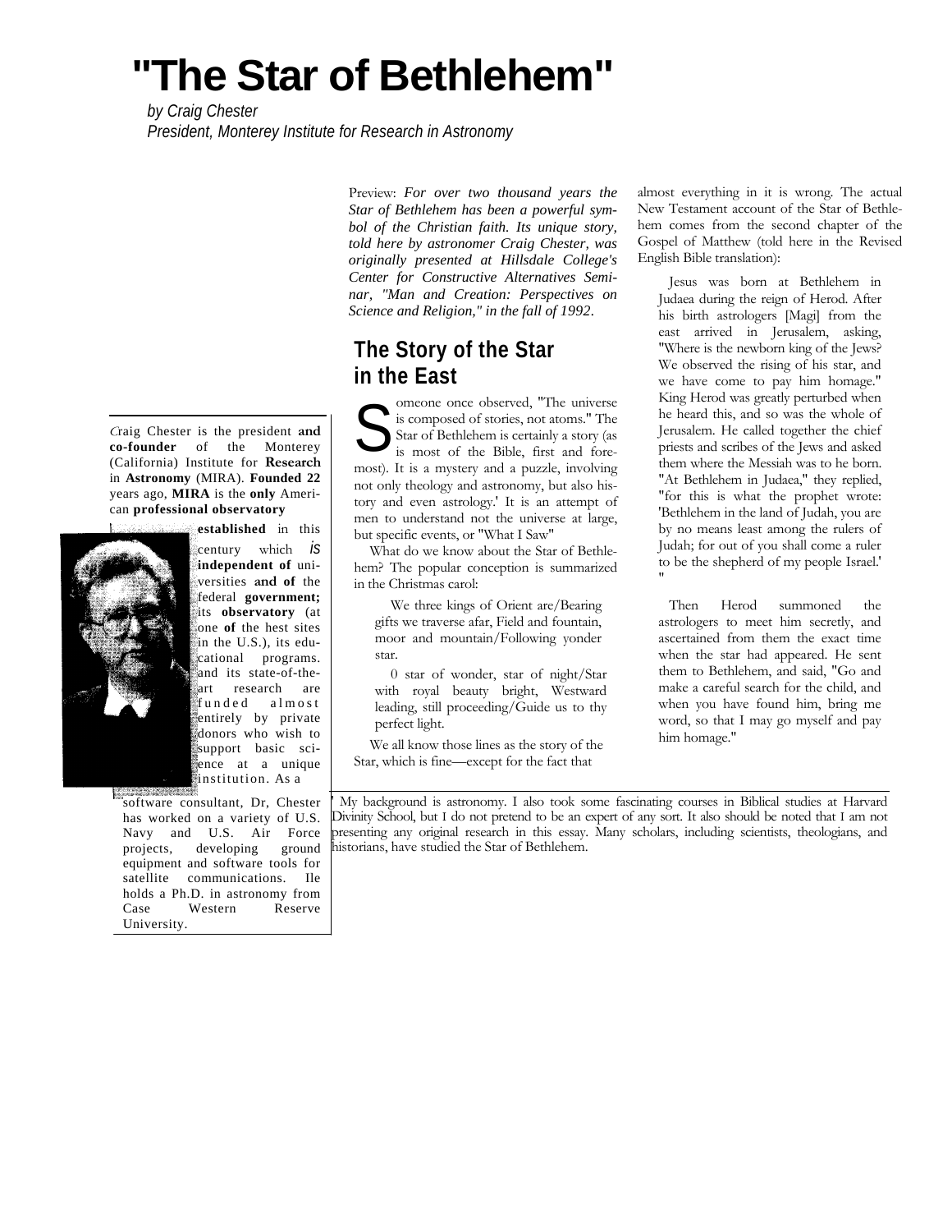# "The Star of Bethlehem"

*by Craig Chester*
*President, Monterey Institute for Research in Astronomy*

Craig Chester is the president **and co-founder** of the Monterey (California) Institute for **Research** in **Astronomy** (MIRA). **Founded 22** years ago, **MIRA** is the **only** American **professional observatory established** in this century which *is* **independent of** universities **and of** the federal **government;** its **observatory** (at one **of** the hest sites in the U.S.), its educational programs. and its state-of-the-art research are funded almost entirely by private donors who wish to support basic science at a unique institution. As a software consultant, Dr, Chester has worked on a variety of U.S. Navy and U.S. Air Force projects, developing ground equipment and software tools for satellite communications. Ile holds a Ph.D. in astronomy from Case Western Reserve University.

Preview: ***For over two thousand years the Star of Bethlehem has been a powerful symbol of the Christian faith. Its unique story, told here by astronomer Craig Chester, was originally presented at Hillsdale College's Center for Constructive Alternatives Seminar, "Man and Creation: Perspectives on Science and Religion," in the fall of 1992.***

## The Story of the Star in the East

Someone once observed, "The universe is composed of stories, not atoms." The Star of Bethlehem is certainly a story (as is most of the Bible, first and foremost). It is a mystery and a puzzle, involving not only theology and astronomy, but also history and even astrology.[1] It is an attempt of men to understand not the universe at large, but specific events, or "What I Saw"

What do we know about the Star of Bethlehem? The popular conception is summarized in the Christmas carol:

> We three kings of Orient are/Bearing gifts we traverse afar, Field and fountain, moor and mountain/Following yonder star.
>
> 0 star of wonder, star of night/Star with royal beauty bright, Westward leading, still proceeding/Guide us to thy perfect light.

We all know those lines as the story of the Star, which is fine—except for the fact that almost everything in it is wrong. The actual New Testament account of the Star of Bethlehem comes from the second chapter of the Gospel of Matthew (told here in the Revised English Bible translation):

> Jesus was born at Bethlehem in Judaea during the reign of Herod. After his birth astrologers [Magi] from the east arrived in Jerusalem, asking, "Where is the newborn king of the Jews? We observed the rising of his star, and we have come to pay him homage." King Herod was greatly perturbed when he heard this, and so was the whole of Jerusalem. He called together the chief priests and scribes of the Jews and asked them where the Messiah was to he born. "At Bethlehem in Judaea," they replied, "for this is what the prophet wrote: 'Bethlehem in the land of Judah, you are by no means least among the rulers of Judah; for out of you shall come a ruler to be the shepherd of my people Israel.' "
>
> Then Herod summoned the astrologers to meet him secretly, and ascertained from them the exact time when the star had appeared. He sent them to Bethlehem, and said, "Go and make a careful search for the child, and when you have found him, bring me word, so that I may go myself and pay him homage."

---

[1] My background is astronomy. I also took some fascinating courses in Biblical studies at Harvard Divinity School, but I do not pretend to be an expert of any sort. It also should be noted that I am not presenting any original research in this essay. Many scholars, including scientists, theologians, and historians, have studied the Star of Bethlehem.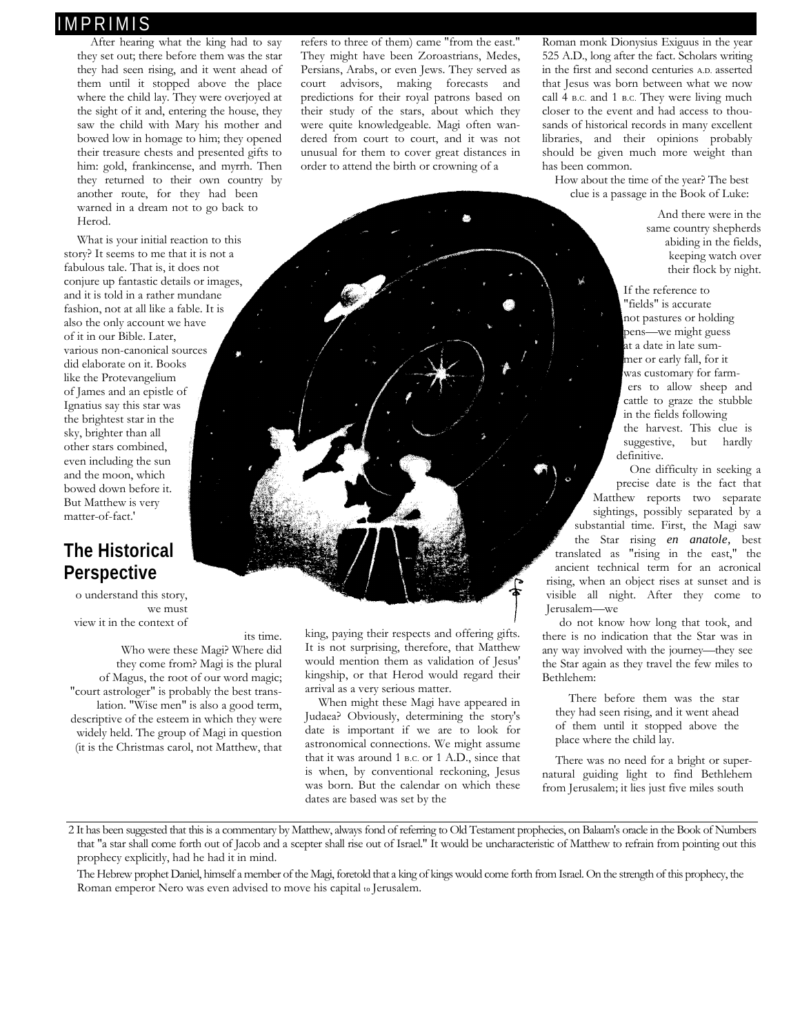After hearing what the king had to say they set out; there before them was the star they had seen rising, and it went ahead of them until it stopped above the place where the child lay. They were overjoyed at the sight of it and, entering the house, they saw the child with Mary his mother and bowed low in homage to him; they opened their treasure chests and presented gifts to him: gold, frankincense, and myrrh. Then they returned to their own country by another route, for they had been warned in a dream not to go back to Herod.

What is your initial reaction to this story? It seems to me that it is not a fabulous tale. That is, it does not conjure up fantastic details or images, and it is told in a rather mundane fashion, not at all like a fable. It is also the only account we have of it in our Bible. Later, various non-canonical sources did elaborate on it. Books like the Protevangelium of James and an epistle of Ignatius say this star was the brightest star in the sky, brighter than all other stars combined, even including the sun and the moon, which bowed down before it. But Matthew is very matter-of-fact.'

## The Historical Perspective

To understand this story, we must view it in the context of its time.

Who were these Magi? Where did they come from? Magi is the plural of Magus, the root of our word magic; "court astrologer" is probably the best translation. "Wise men" is also a good term, descriptive of the esteem in which they were widely held. The group of Magi in question (it is the Christmas carol, not Matthew, that refers to three of them) came "from the east." They might have been Zoroastrians, Medes, Persians, Arabs, or even Jews. They served as court advisors, making forecasts and predictions for their royal patrons based on their study of the stars, about which they were quite knowledgeable. Magi often wandered from court to court, and it was not unusual for them to cover great distances in order to attend the birth or crowning of a king, paying their respects and offering gifts. It is not surprising, therefore, that Matthew would mention them as validation of Jesus' kingship, or that Herod would regard their arrival as a very serious matter.

When might these Magi have appeared in Judaea? Obviously, determining the story's date is important if we are to look for astronomical connections. We might assume that it was around 1 B.C. or 1 A.D., since that is when, by conventional reckoning, Jesus was born. But the calendar on which these dates are based was set by the Roman monk Dionysius Exiguus in the year 525 A.D., long after the fact. Scholars writing in the first and second centuries A.D. asserted that Jesus was born between what we now call 4 B.C. and 1 B.C. They were living much closer to the event and had access to thousands of historical records in many excellent libraries, and their opinions probably should be given much more weight than has been common.

How about the time of the year? The best clue is a passage in the Book of Luke:

> And there were in the same country shepherds abiding in the fields, keeping watch over their flock by night.

If the reference to "fields" is accurate not pastures or holding pens—we might guess at a date in late summer or early fall, for it was customary for farmers to allow sheep and cattle to graze the stubble in the fields following the harvest. This clue is suggestive, but hardly definitive.

One difficulty in seeking a precise date is the fact that Matthew reports two separate sightings, possibly separated by a substantial time. First, the Magi saw the Star rising *en anatole,* best translated as "rising in the east," the ancient technical term for an acronical rising, when an object rises at sunset and is visible all night. After they come to Jerusalem—we do not know how long that took, and there is no indication that the Star was in any way involved with the journey—they see the Star again as they travel the few miles to Bethlehem:

> There before them was the star they had seen rising, and it went ahead of them until it stopped above the place where the child lay.

There was no need for a bright or supernatural guiding light to find Bethlehem from Jerusalem; it lies just five miles south

---

2 It has been suggested that this is a commentary by Matthew, always fond of referring to Old Testament prophecies, on Balaam's oracle in the Book of Numbers that "a star shall come forth out of Jacob and a scepter shall rise out of Israel." It would be uncharacteristic of Matthew to refrain from pointing out this prophecy explicitly, had he had it in mind.

The Hebrew prophet Daniel, himself a member of the Magi, foretold that a king of kings would come forth from Israel. On the strength of this prophecy, the Roman emperor Nero was even advised to move his capital to Jerusalem.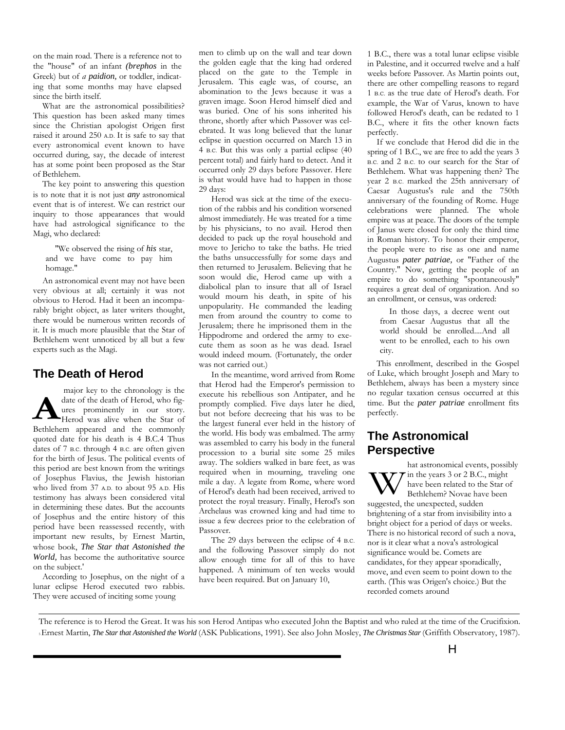on the main road. There is a reference not to the "house" of an infant *(brephos* in the Greek) but of *a paidion,* or toddler, indicating that some months may have elapsed since the birth itself.

What are the astronomical possibilities? This question has been asked many times since the Christian apologist Origen first raised it around 250 A.D. It is safe to say that every astronomical event known to have occurred during, say, the decade of interest has at some point been proposed as the Star of Bethlehem.

The key point to answering this question is to note that it is not just *any* astronomical event that is of interest. We can restrict our inquiry to those appearances that would have had astrological significance to the Magi, who declared:

> "We observed the rising of *his* star, and we have come to pay him homage."

An astronomical event may not have been very obvious at all; certainly it was not obvious to Herod. Had it been an incomparably bright object, as later writers thought, there would be numerous written records of it. It is much more plausible that the Star of Bethlehem went unnoticed by all but a few experts such as the Magi.

## The Death of Herod

A major key to the chronology is the date of the death of Herod, who figures prominently in our story. Herod was alive when the Star of Bethlehem appeared and the commonly quoted date for his death is 4 B.C.4 Thus dates of 7 B.C. through 4 B.C. are often given for the birth of Jesus. The political events of this period are best known from the writings of Josephus Flavius, the Jewish historian who lived from 37 A.D. to about 95 A.D. His testimony has always been considered vital in determining these dates. But the accounts of Josephus and the entire history of this period have been reassessed recently, with important new results, by Ernest Martin, whose book, *The Star that Astonished the World,* has become the authoritative source on the subject.'

According to Josephus, on the night of a lunar eclipse Herod executed two rabbis. They were accused of inciting some young men to climb up on the wall and tear down the golden eagle that the king had ordered placed on the gate to the Temple in Jerusalem. This eagle was, of course, an abomination to the Jews because it was a graven image. Soon Herod himself died and was buried. One of his sons inherited his throne, shortly after which Passover was celebrated. It was long believed that the lunar eclipse in question occurred on March 13 in 4 B.C. But this was only a partial eclipse (40 percent total) and fairly hard to detect. And it occurred only 29 days before Passover. Here is what would have had to happen in those 29 days:

Herod was sick at the time of the execution of the rabbis and his condition worsened almost immediately. He was treated for a time by his physicians, to no avail. Herod then decided to pack up the royal household and move to Jericho to take the baths. He tried the baths unsuccessfully for some days and then returned to Jerusalem. Believing that he soon would die, Herod came up with a diabolical plan to insure that all of Israel would mourn his death, in spite of his unpopularity. He commanded the leading men from around the country to come to Jerusalem; there he imprisoned them in the Hippodrome and ordered the army to execute them as soon as he was dead. Israel would indeed mourn. (Fortunately, the order was not carried out.)

In the meantime, word arrived from Rome that Herod had the Emperor's permission to execute his rebellious son Antipater, and he promptly complied. Five days later he died, but not before decreeing that his was to be the largest funeral ever held in the history of the world. His body was embalmed. The army was assembled to carry his body in the funeral procession to a burial site some 25 miles away. The soldiers walked in bare feet, as was required when in mourning, traveling one mile a day. A legate from Rome, where word of Herod's death had been received, arrived to protect the royal treasury. Finally, Herod's son Archelaus was crowned king and had time to issue a few decrees prior to the celebration of Passover.

The 29 days between the eclipse of 4 B.C. and the following Passover simply do not allow enough time for all of this to have happened. A minimum of ten weeks would have been required. But on January 10, 1 B.C., there was a total lunar eclipse visible in Palestine, and it occurred twelve and a half weeks before Passover. As Martin points out, there are other compelling reasons to regard 1 B.C. as the true date of Herod's death. For example, the War of Varus, known to have followed Herod's death, can be redated to 1 B.C., where it fits the other known facts perfectly.

If we conclude that Herod did die in the spring of 1 B.C., we are free to add the years 3 B.C. and 2 B.C. to our search for the Star of Bethlehem. What was happening then? The year 2 B.C. marked the 25th anniversary of Caesar Augustus's rule and the 750th anniversary of the founding of Rome. Huge celebrations were planned. The whole empire was at peace. The doors of the temple of Janus were closed for only the third time in Roman history. To honor their emperor, the people were to rise as one and name Augustus *pater patriae,* or "Father of the Country." Now, getting the people of an empire to do something "spontaneously" requires a great deal of organization. And so an enrollment, or census, was ordered:

> In those days, a decree went out from Caesar Augustus that all the world should be enrolled....And all went to be enrolled, each to his own city.

This enrollment, described in the Gospel of Luke, which brought Joseph and Mary to Bethlehem, always has been a mystery since no regular taxation census occurred at this time. But the *pater patriae* enrollment fits perfectly.

## The Astronomical Perspective

What astronomical events, possibly in the years 3 or 2 B.C., might have been related to the Star of Bethlehem? Novae have been suggested, the unexpected, sudden brightening of a star from invisibility into a bright object for a period of days or weeks. There is no historical record of such a nova, nor is it clear what a nova's astrological significance would be. Comets are candidates, for they appear sporadically, move, and even seem to point down to the earth. (This was Origen's choice.) But the recorded comets around

---

The reference is to Herod the Great. It was his son Herod Antipas who executed John the Baptist and who ruled at the time of the Crucifixion.

5 Ernest Martin, *The Star that Astonished the World* (ASK Publications, 1991). See also John Mosley, *The Christmas Star* (Griffith Observatory, 1987).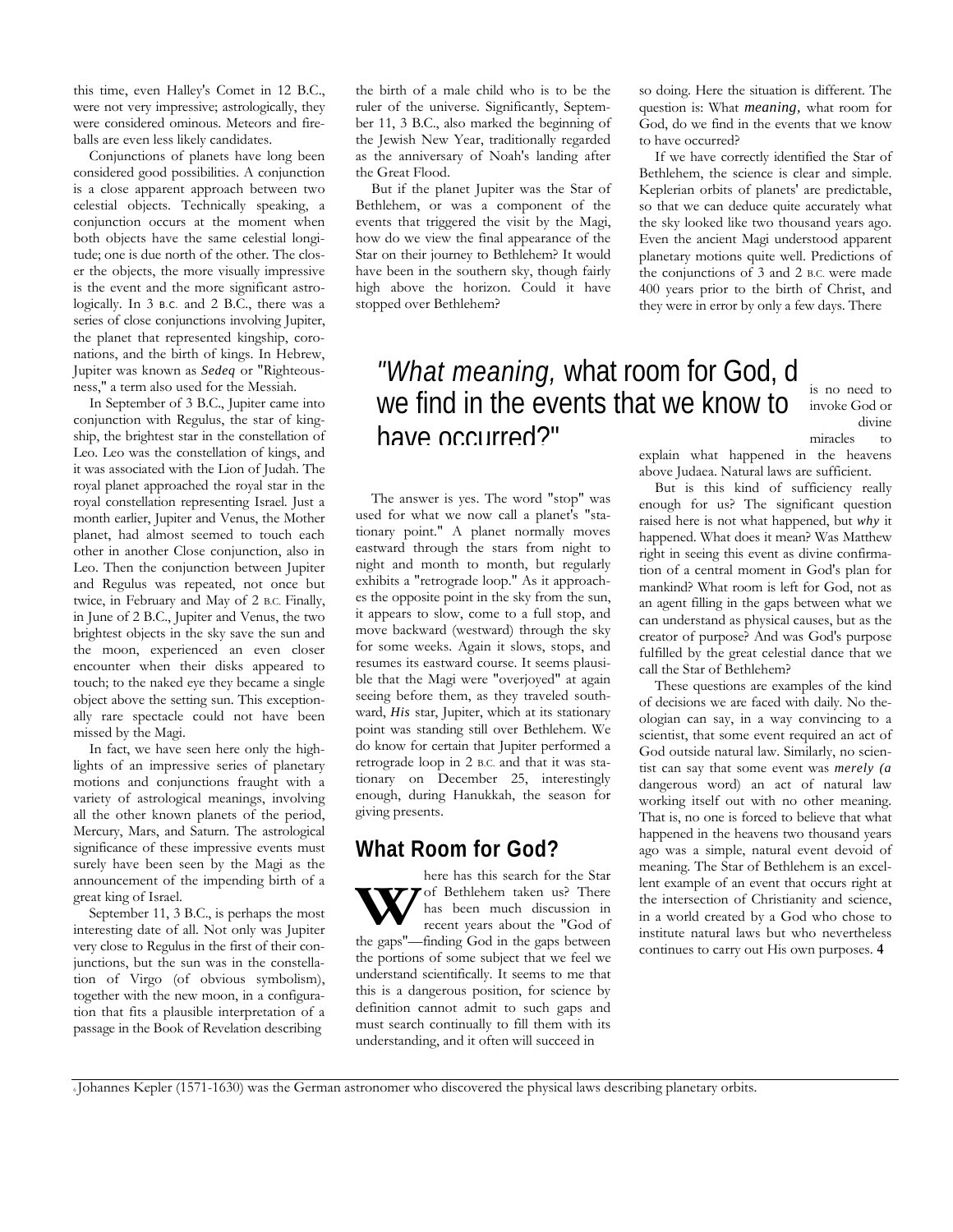this time, even Halley's Comet in 12 B.C., were not very impressive; astrologically, they were considered ominous. Meteors and fireballs are even less likely candidates.

Conjunctions of planets have long been considered good possibilities. A conjunction is a close apparent approach between two celestial objects. Technically speaking, a conjunction occurs at the moment when both objects have the same celestial longitude; one is due north of the other. The closer the objects, the more visually impressive is the event and the more significant astrologically. In 3 B.C. and 2 B.C., there was a series of close conjunctions involving Jupiter, the planet that represented kingship, coronations, and the birth of kings. In Hebrew, Jupiter was known as ***Sedeq*** or "Righteousness," a term also used for the Messiah.

In September of 3 B.C., Jupiter came into conjunction with Regulus, the star of kingship, the brightest star in the constellation of Leo. Leo was the constellation of kings, and it was associated with the Lion of Judah. The royal planet approached the royal star in the royal constellation representing Israel. Just a month earlier, Jupiter and Venus, the Mother planet, had almost seemed to touch each other in another Close conjunction, also in Leo. Then the conjunction between Jupiter and Regulus was repeated, not once but twice, in February and May of 2 B.C. Finally, in June of 2 B.C., Jupiter and Venus, the two brightest objects in the sky save the sun and the moon, experienced an even closer encounter when their disks appeared to touch; to the naked eye they became a single object above the setting sun. This exceptionally rare spectacle could not have been missed by the Magi.

In fact, we have seen here only the highlights of an impressive series of planetary motions and conjunctions fraught with a variety of astrological meanings, involving all the other known planets of the period, Mercury, Mars, and Saturn. The astrological significance of these impressive events must surely have been seen by the Magi as the announcement of the impending birth of a great king of Israel.

September 11, 3 B.C., is perhaps the most interesting date of all. Not only was Jupiter very close to Regulus in the first of their conjunctions, but the sun was in the constellation of Virgo (of obvious symbolism), together with the new moon, in a configuration that fits a plausible interpretation of a passage in the Book of Revelation describing the birth of a male child who is to be the ruler of the universe. Significantly, September 11, 3 B.C., also marked the beginning of the Jewish New Year, traditionally regarded as the anniversary of Noah's landing after the Great Flood.

But if the planet Jupiter was the Star of Bethlehem, or was a component of the events that triggered the visit by the Magi, how do we view the final appearance of the Star on their journey to Bethlehem? It would have been in the southern sky, though fairly high above the horizon. Could it have stopped over Bethlehem?

The answer is yes. The word "stop" was used for what we now call a planet's "stationary point." A planet normally moves eastward through the stars from night to night and month to month, but regularly exhibits a "retrograde loop." As it approaches the opposite point in the sky from the sun, it appears to slow, come to a full stop, and move backward (westward) through the sky for some weeks. Again it slows, stops, and resumes its eastward course. It seems plausible that the Magi were "overjoyed" at again seeing before them, as they traveled southward, ***His*** star, Jupiter, which at its stationary point was standing still over Bethlehem. We do know for certain that Jupiter performed a retrograde loop in 2 B.C. and that it was stationary on December 25, interestingly enough, during Hanukkah, the season for giving presents.

## What Room for God?

Where has this search for the Star of Bethlehem taken us? There has been much discussion in recent years about the "God of the gaps"—finding God in the gaps between the portions of some subject that we feel we understand scientifically. It seems to me that this is a dangerous position, for science by definition cannot admit to such gaps and must search continually to fill them with its understanding, and it often will succeed in so doing. Here the situation is different. The question is: What *meaning*, what room for God, do we find in the events that we know to have occurred?

If we have correctly identified the Star of Bethlehem, the science is clear and simple. Keplerian orbits of planets' are predictable, so that we can deduce quite accurately what the sky looked like two thousand years ago. Even the ancient Magi understood apparent planetary motions quite well. Predictions of the conjunctions of 3 and 2 B.C. were made 400 years prior to the birth of Christ, and they were in error by only a few days. There is no need to invoke God or divine miracles to explain what happened in the heavens above Judaea. Natural laws are sufficient.

> *"What meaning,* what room for God, do we find in the events that we know to have occurred?"

But is this kind of sufficiency really enough for us? The significant question raised here is not what happened, but ***why*** it happened. What does it mean? Was Matthew right in seeing this event as divine confirmation of a central moment in God's plan for mankind? What room is left for God, not as an agent filling in the gaps between what we can understand as physical causes, but as the creator of purpose? And was God's purpose fulfilled by the great celestial dance that we call the Star of Bethlehem?

These questions are examples of the kind of decisions we are faced with daily. No theologian can say, in a way convincing to a scientist, that some event required an act of God outside natural law. Similarly, no scientist can say that some event was ***merely (a*** dangerous word) an act of natural law working itself out with no other meaning. That is, no one is forced to believe that what happened in the heavens two thousand years ago was a simple, natural event devoid of meaning. The Star of Bethlehem is an excellent example of an event that occurs right at the intersection of Christianity and science, in a world created by a God who chose to institute natural laws but who nevertheless continues to carry out His own purposes. **4**

[6] Johannes Kepler (1571-1630) was the German astronomer who discovered the physical laws describing planetary orbits.